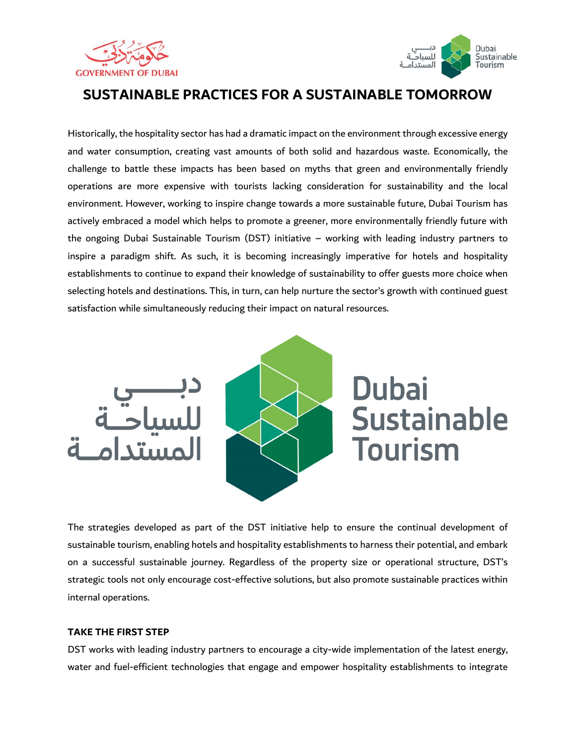# SUSTAINABLE PRACTICES FOR A SUSTAINABLE TOMORROW

Historically, the hospitality sector has had a dramatic impact on the environment through excessive energy and water consumption, creating vast amounts of both solid and hazardous waste. Economically, the challenge to battle these impacts has been based on myths that green and environmentally friendly operations are more expensive with tourists lacking consideration for sustainability and the local environment. However, working to inspire change towards a more sustainable future, Dubai Tourism has actively embraced a model which helps to promote a greener, more environmentally friendly future with the ongoing Dubai Sustainable Tourism (DST) initiative – working with leading industry partners to inspire a paradigm shift. As such, it is becoming increasingly imperative for hotels and hospitality establishments to continue to expand their knowledge of sustainability to offer guests more choice when selecting hotels and destinations. This, in turn, can help nurture the sector's growth with continued guest satisfaction while simultaneously reducing their impact on natural resources.

The strategies developed as part of the DST initiative help to ensure the continual development of sustainable tourism, enabling hotels and hospitality establishments to harness their potential, and embark on a successful sustainable journey. Regardless of the property size or operational structure, DST's strategic tools not only encourage cost-effective solutions, but also promote sustainable practices within internal operations.

**TAKE THE FIRST STEP**

DST works with leading industry partners to encourage a city-wide implementation of the latest energy, water and fuel-efficient technologies that engage and empower hospitality establishments to integrate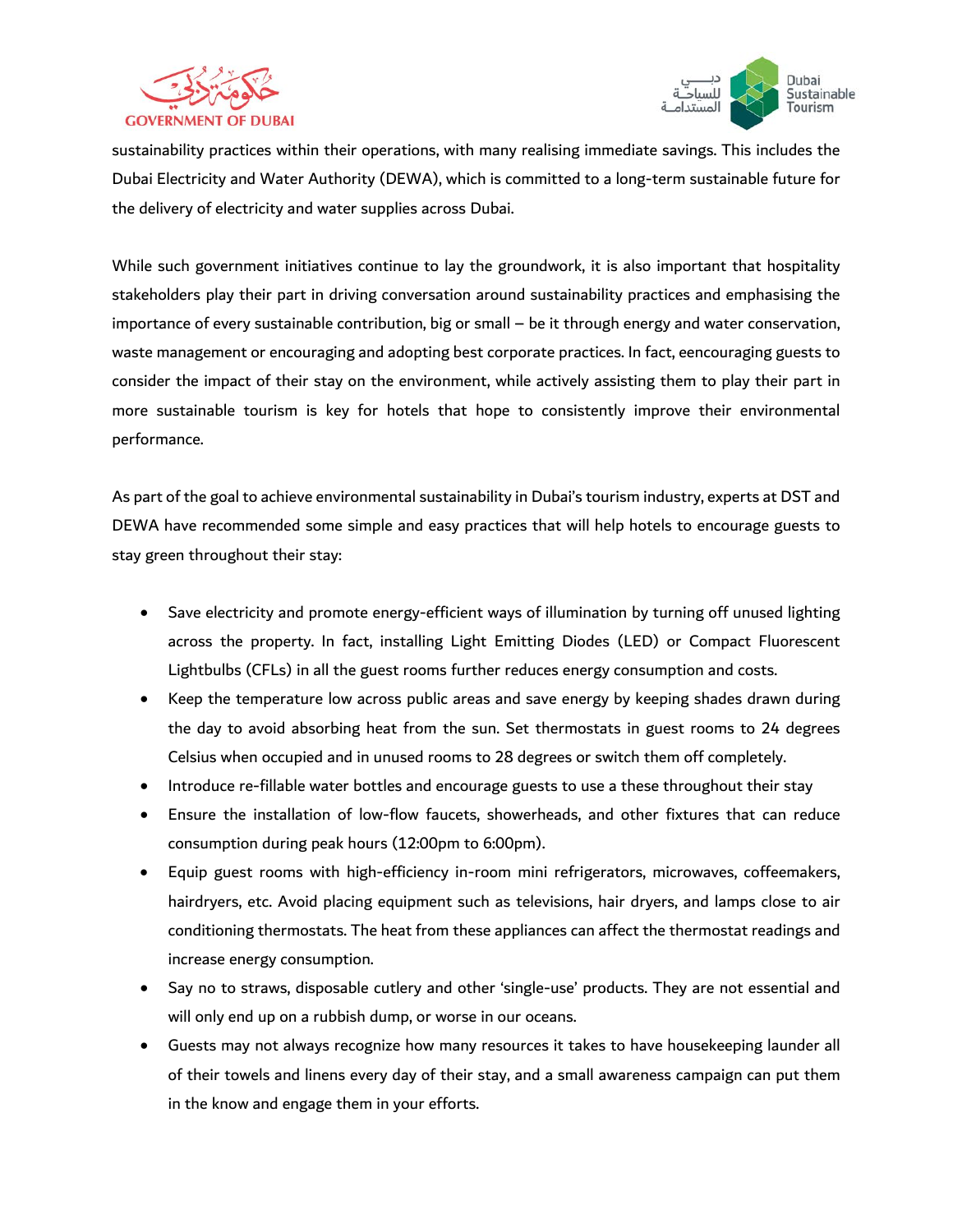sustainability practices within their operations, with many realising immediate savings. This includes the Dubai Electricity and Water Authority (DEWA), which is committed to a long-term sustainable future for the delivery of electricity and water supplies across Dubai.

While such government initiatives continue to lay the groundwork, it is also important that hospitality stakeholders play their part in driving conversation around sustainability practices and emphasising the importance of every sustainable contribution, big or small – be it through energy and water conservation, waste management or encouraging and adopting best corporate practices. In fact, eencouraging guests to consider the impact of their stay on the environment, while actively assisting them to play their part in more sustainable tourism is key for hotels that hope to consistently improve their environmental performance.

As part of the goal to achieve environmental sustainability in Dubai's tourism industry, experts at DST and DEWA have recommended some simple and easy practices that will help hotels to encourage guests to stay green throughout their stay:

- Save electricity and promote energy-efficient ways of illumination by turning off unused lighting across the property. In fact, installing Light Emitting Diodes (LED) or Compact Fluorescent Lightbulbs (CFLs) in all the guest rooms further reduces energy consumption and costs.
- Keep the temperature low across public areas and save energy by keeping shades drawn during the day to avoid absorbing heat from the sun. Set thermostats in guest rooms to 24 degrees Celsius when occupied and in unused rooms to 28 degrees or switch them off completely.
- Introduce re-fillable water bottles and encourage guests to use a these throughout their stay
- Ensure the installation of low-flow faucets, showerheads, and other fixtures that can reduce consumption during peak hours (12:00pm to 6:00pm).
- Equip guest rooms with high-efficiency in-room mini refrigerators, microwaves, coffeemakers, hairdryers, etc. Avoid placing equipment such as televisions, hair dryers, and lamps close to air conditioning thermostats. The heat from these appliances can affect the thermostat readings and increase energy consumption.
- Say no to straws, disposable cutlery and other 'single-use' products. They are not essential and will only end up on a rubbish dump, or worse in our oceans.
- Guests may not always recognize how many resources it takes to have housekeeping launder all of their towels and linens every day of their stay, and a small awareness campaign can put them in the know and engage them in your efforts.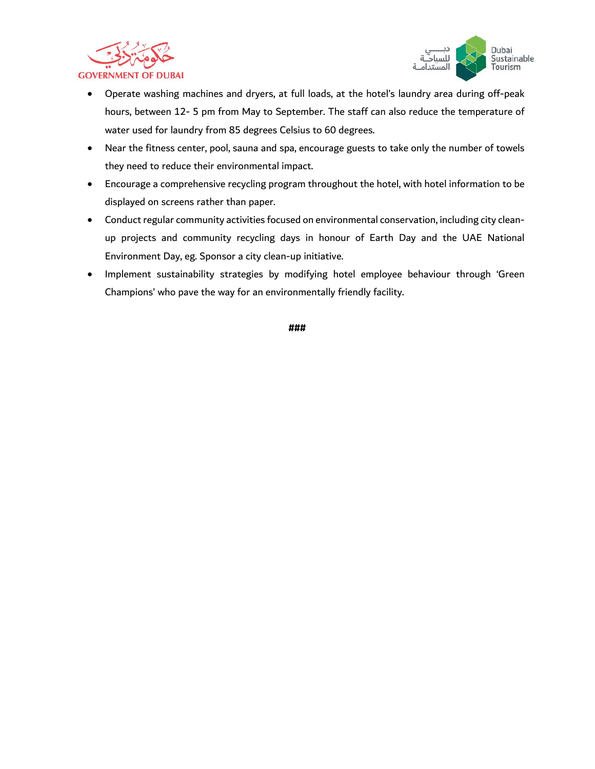- Operate washing machines and dryers, at full loads, at the hotel's laundry area during off-peak hours, between 12- 5 pm from May to September. The staff can also reduce the temperature of water used for laundry from 85 degrees Celsius to 60 degrees.
- Near the fitness center, pool, sauna and spa, encourage guests to take only the number of towels they need to reduce their environmental impact.
- Encourage a comprehensive recycling program throughout the hotel, with hotel information to be displayed on screens rather than paper.
- Conduct regular community activities focused on environmental conservation, including city clean-up projects and community recycling days in honour of Earth Day and the UAE National Environment Day, eg. Sponsor a city clean-up initiative.
- Implement sustainability strategies by modifying hotel employee behaviour through 'Green Champions' who pave the way for an environmentally friendly facility.

###